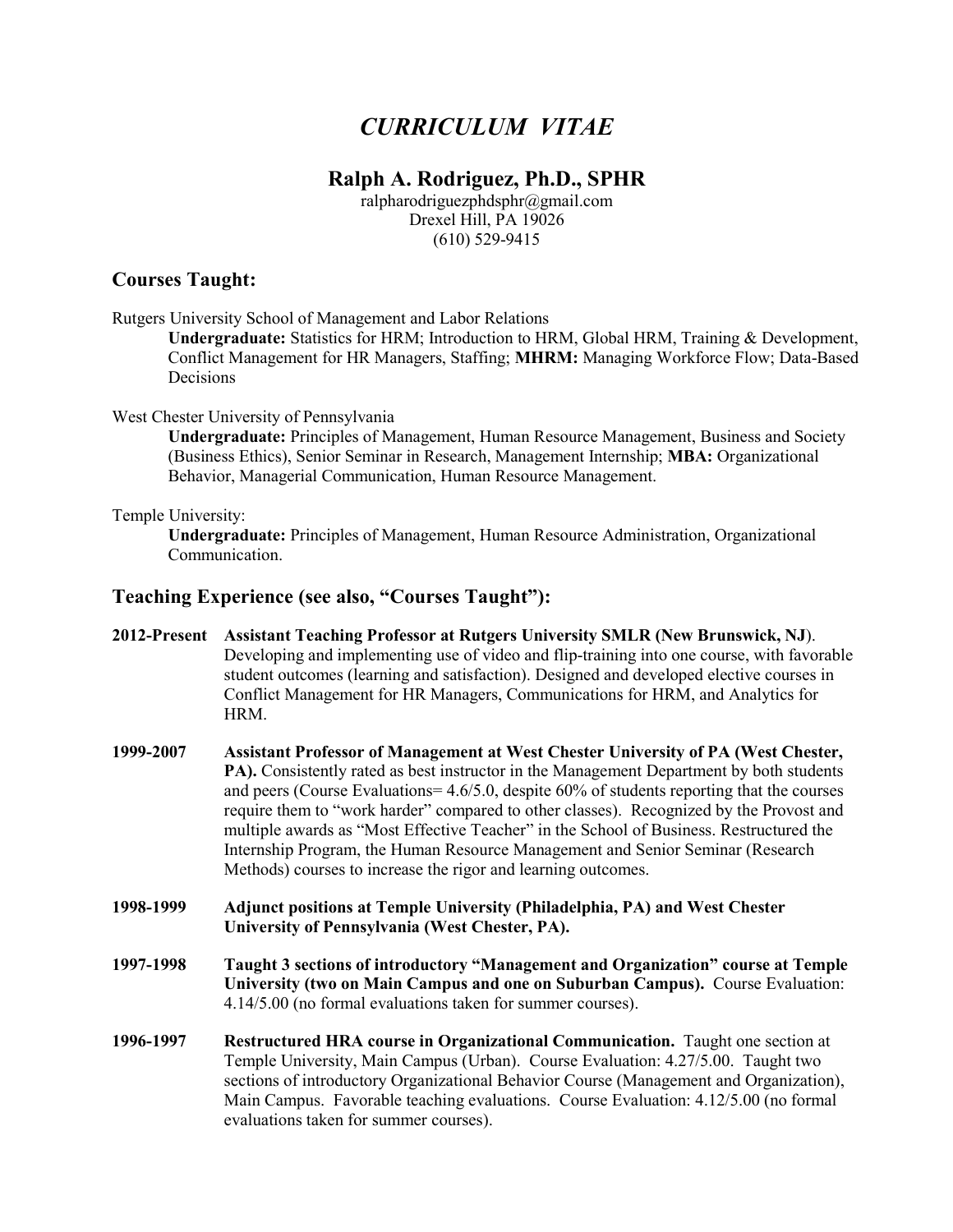# *CURRICULUM VITAE*

## Ralph A. Rodriguez, Ph.D., SPHR

ralpharodriguezphdsphr@gmail.com
Drexel Hill, PA 19026
(610) 529-9415

## Courses Taught:

Rutgers University School of Management and Labor Relations

**Undergraduate:** Statistics for HRM; Introduction to HRM, Global HRM, Training & Development, Conflict Management for HR Managers, Staffing; **MHRM:** Managing Workforce Flow; Data-Based Decisions

West Chester University of Pennsylvania

**Undergraduate:** Principles of Management, Human Resource Management, Business and Society (Business Ethics), Senior Seminar in Research, Management Internship; **MBA:** Organizational Behavior, Managerial Communication, Human Resource Management.

Temple University:

**Undergraduate:** Principles of Management, Human Resource Administration, Organizational Communication.

## Teaching Experience (see also, "Courses Taught"):

**2012-Present** **Assistant Teaching Professor at Rutgers University SMLR (New Brunswick, NJ**). Developing and implementing use of video and flip-training into one course, with favorable student outcomes (learning and satisfaction). Designed and developed elective courses in Conflict Management for HR Managers, Communications for HRM, and Analytics for HRM.

**1999-2007** **Assistant Professor of Management at West Chester University of PA (West Chester, PA).** Consistently rated as best instructor in the Management Department by both students and peers (Course Evaluations= 4.6/5.0, despite 60% of students reporting that the courses require them to "work harder" compared to other classes). Recognized by the Provost and multiple awards as "Most Effective Teacher" in the School of Business. Restructured the Internship Program, the Human Resource Management and Senior Seminar (Research Methods) courses to increase the rigor and learning outcomes.

**1998-1999** **Adjunct positions at Temple University (Philadelphia, PA) and West Chester University of Pennsylvania (West Chester, PA).**

**1997-1998** **Taught 3 sections of introductory "Management and Organization" course at Temple University (two on Main Campus and one on Suburban Campus).** Course Evaluation: 4.14/5.00 (no formal evaluations taken for summer courses).

**1996-1997** **Restructured HRA course in Organizational Communication.** Taught one section at Temple University, Main Campus (Urban). Course Evaluation: 4.27/5.00. Taught two sections of introductory Organizational Behavior Course (Management and Organization), Main Campus. Favorable teaching evaluations. Course Evaluation: 4.12/5.00 (no formal evaluations taken for summer courses).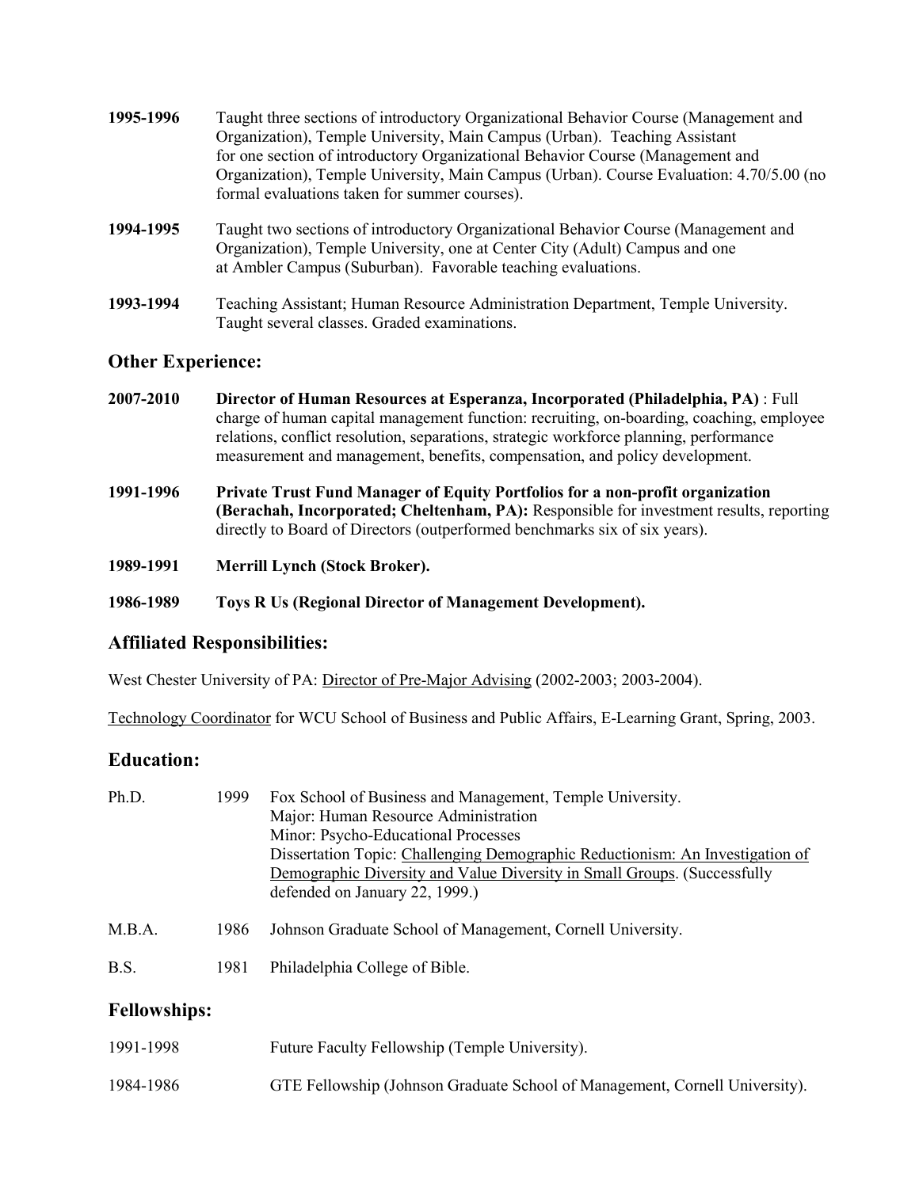**1995-1996** Taught three sections of introductory Organizational Behavior Course (Management and Organization), Temple University, Main Campus (Urban). Teaching Assistant for one section of introductory Organizational Behavior Course (Management and Organization), Temple University, Main Campus (Urban). Course Evaluation: 4.70/5.00 (no formal evaluations taken for summer courses).

**1994-1995** Taught two sections of introductory Organizational Behavior Course (Management and Organization), Temple University, one at Center City (Adult) Campus and one at Ambler Campus (Suburban). Favorable teaching evaluations.

**1993-1994** Teaching Assistant; Human Resource Administration Department, Temple University. Taught several classes. Graded examinations.

## Other Experience:

**2007-2010** **Director of Human Resources at Esperanza, Incorporated (Philadelphia, PA)** : Full charge of human capital management function: recruiting, on-boarding, coaching, employee relations, conflict resolution, separations, strategic workforce planning, performance measurement and management, benefits, compensation, and policy development.

**1991-1996** **Private Trust Fund Manager of Equity Portfolios for a non-profit organization (Berachah, Incorporated; Cheltenham, PA):** Responsible for investment results, reporting directly to Board of Directors (outperformed benchmarks six of six years).

**1989-1991** **Merrill Lynch (Stock Broker).**

**1986-1989** **Toys R Us (Regional Director of Management Development).**

## Affiliated Responsibilities:

West Chester University of PA: Director of Pre-Major Advising (2002-2003; 2003-2004).

Technology Coordinator for WCU School of Business and Public Affairs, E-Learning Grant, Spring, 2003.

## Education:

Ph.D. 1999 Fox School of Business and Management, Temple University.
Major: Human Resource Administration
Minor: Psycho-Educational Processes
Dissertation Topic: Challenging Demographic Reductionism: An Investigation of Demographic Diversity and Value Diversity in Small Groups. (Successfully defended on January 22, 1999.)

M.B.A. 1986 Johnson Graduate School of Management, Cornell University.

B.S. 1981 Philadelphia College of Bible.

## Fellowships:

1991-1998 Future Faculty Fellowship (Temple University).

1984-1986 GTE Fellowship (Johnson Graduate School of Management, Cornell University).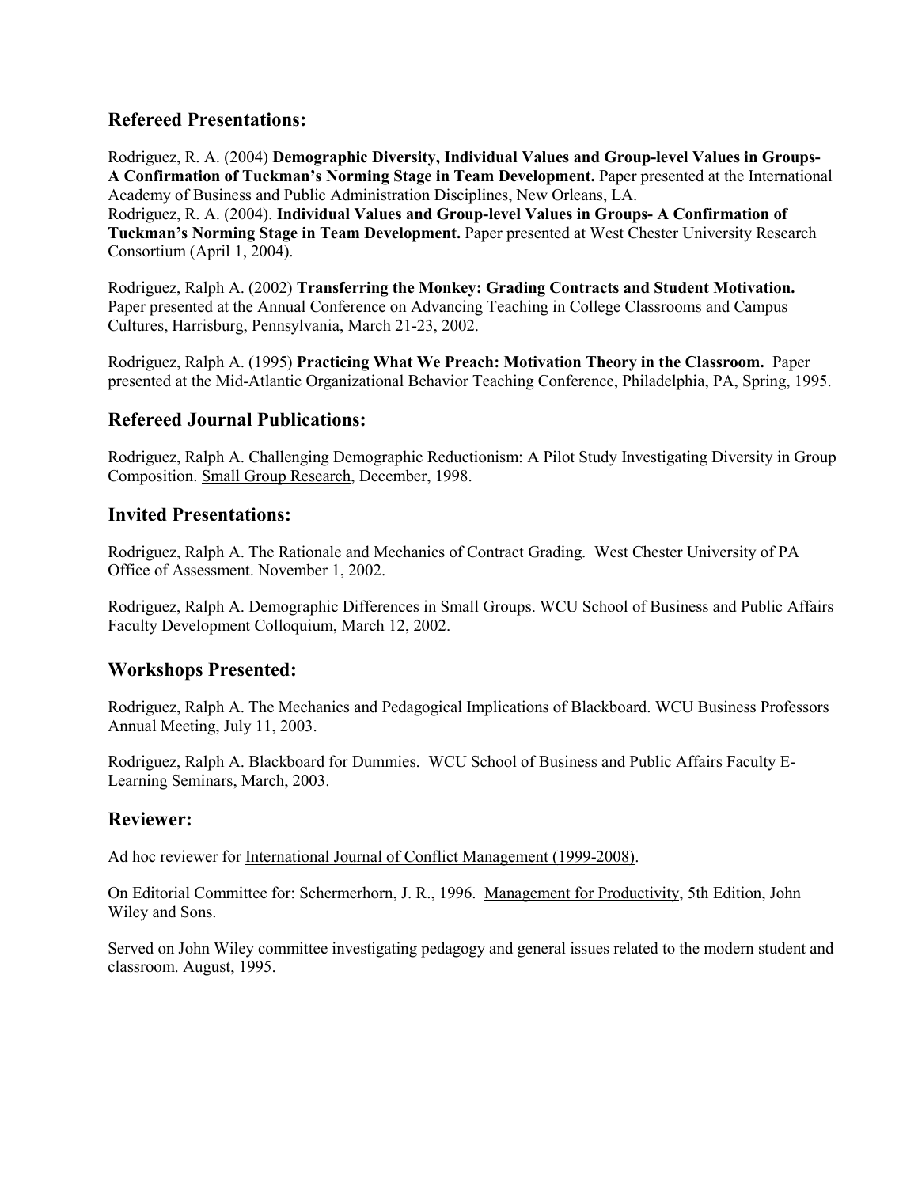## Refereed Presentations:

Rodriguez, R. A. (2004) **Demographic Diversity, Individual Values and Group-level Values in Groups- A Confirmation of Tuckman's Norming Stage in Team Development.** Paper presented at the International Academy of Business and Public Administration Disciplines, New Orleans, LA.
Rodriguez, R. A. (2004). **Individual Values and Group-level Values in Groups- A Confirmation of Tuckman's Norming Stage in Team Development.** Paper presented at West Chester University Research Consortium (April 1, 2004).

Rodriguez, Ralph A. (2002) **Transferring the Monkey: Grading Contracts and Student Motivation.** Paper presented at the Annual Conference on Advancing Teaching in College Classrooms and Campus Cultures, Harrisburg, Pennsylvania, March 21-23, 2002.

Rodriguez, Ralph A. (1995) **Practicing What We Preach: Motivation Theory in the Classroom.** Paper presented at the Mid-Atlantic Organizational Behavior Teaching Conference, Philadelphia, PA, Spring, 1995.

## Refereed Journal Publications:

Rodriguez, Ralph A. Challenging Demographic Reductionism: A Pilot Study Investigating Diversity in Group Composition. Small Group Research, December, 1998.

## Invited Presentations:

Rodriguez, Ralph A. The Rationale and Mechanics of Contract Grading. West Chester University of PA Office of Assessment. November 1, 2002.

Rodriguez, Ralph A. Demographic Differences in Small Groups. WCU School of Business and Public Affairs Faculty Development Colloquium, March 12, 2002.

## Workshops Presented:

Rodriguez, Ralph A. The Mechanics and Pedagogical Implications of Blackboard. WCU Business Professors Annual Meeting, July 11, 2003.

Rodriguez, Ralph A. Blackboard for Dummies. WCU School of Business and Public Affairs Faculty E-Learning Seminars, March, 2003.

## Reviewer:

Ad hoc reviewer for International Journal of Conflict Management (1999-2008).

On Editorial Committee for: Schermerhorn, J. R., 1996. Management for Productivity, 5th Edition, John Wiley and Sons.

Served on John Wiley committee investigating pedagogy and general issues related to the modern student and classroom. August, 1995.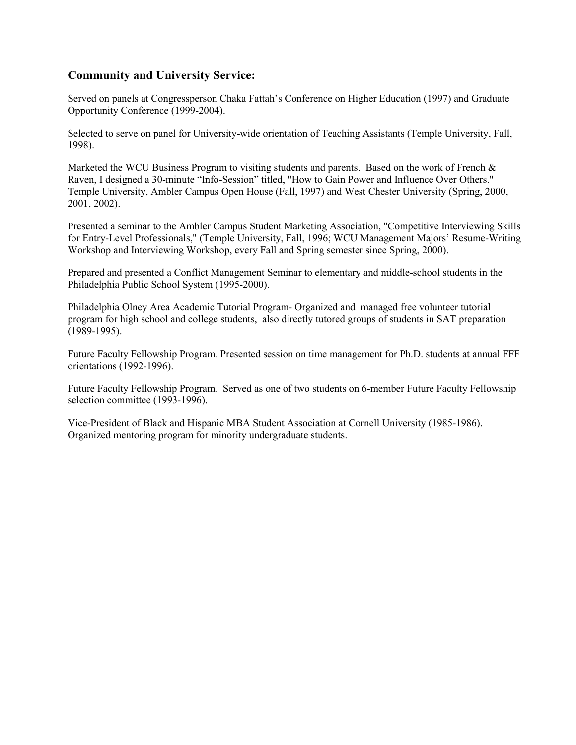## Community and University Service:

Served on panels at Congressperson Chaka Fattah's Conference on Higher Education (1997) and Graduate Opportunity Conference (1999-2004).

Selected to serve on panel for University-wide orientation of Teaching Assistants (Temple University, Fall, 1998).

Marketed the WCU Business Program to visiting students and parents. Based on the work of French & Raven, I designed a 30-minute "Info-Session" titled, "How to Gain Power and Influence Over Others." Temple University, Ambler Campus Open House (Fall, 1997) and West Chester University (Spring, 2000, 2001, 2002).

Presented a seminar to the Ambler Campus Student Marketing Association, "Competitive Interviewing Skills for Entry-Level Professionals," (Temple University, Fall, 1996; WCU Management Majors' Resume-Writing Workshop and Interviewing Workshop, every Fall and Spring semester since Spring, 2000).

Prepared and presented a Conflict Management Seminar to elementary and middle-school students in the Philadelphia Public School System (1995-2000).

Philadelphia Olney Area Academic Tutorial Program- Organized and managed free volunteer tutorial program for high school and college students, also directly tutored groups of students in SAT preparation (1989-1995).

Future Faculty Fellowship Program. Presented session on time management for Ph.D. students at annual FFF orientations (1992-1996).

Future Faculty Fellowship Program. Served as one of two students on 6-member Future Faculty Fellowship selection committee (1993-1996).

Vice-President of Black and Hispanic MBA Student Association at Cornell University (1985-1986). Organized mentoring program for minority undergraduate students.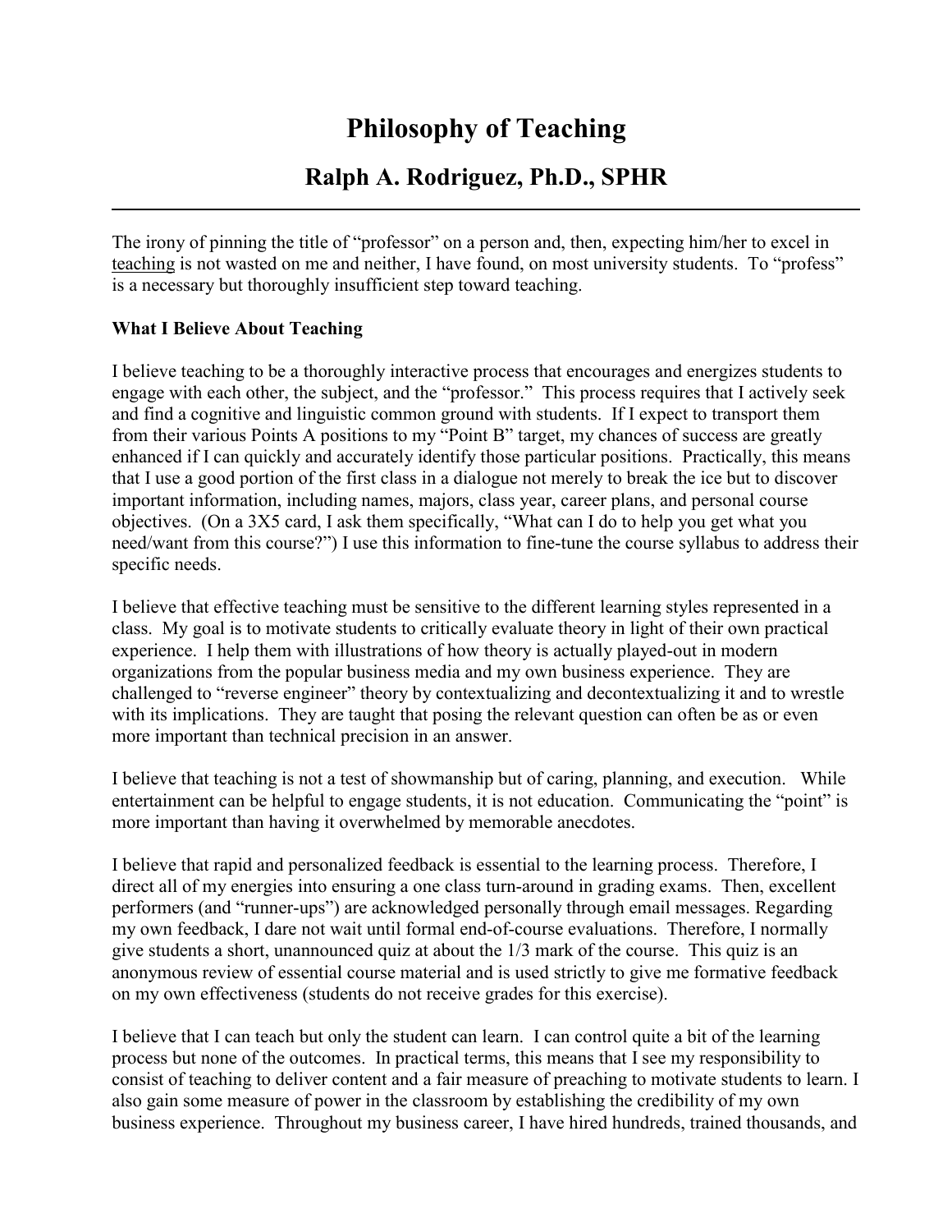# Philosophy of Teaching

## Ralph A. Rodriguez, Ph.D., SPHR

---

The irony of pinning the title of "professor" on a person and, then, expecting him/her to excel in teaching is not wasted on me and neither, I have found, on most university students. To "profess" is a necessary but thoroughly insufficient step toward teaching.

**What I Believe About Teaching**

I believe teaching to be a thoroughly interactive process that encourages and energizes students to engage with each other, the subject, and the "professor." This process requires that I actively seek and find a cognitive and linguistic common ground with students. If I expect to transport them from their various Points A positions to my "Point B" target, my chances of success are greatly enhanced if I can quickly and accurately identify those particular positions. Practically, this means that I use a good portion of the first class in a dialogue not merely to break the ice but to discover important information, including names, majors, class year, career plans, and personal course objectives. (On a 3X5 card, I ask them specifically, "What can I do to help you get what you need/want from this course?") I use this information to fine-tune the course syllabus to address their specific needs.

I believe that effective teaching must be sensitive to the different learning styles represented in a class. My goal is to motivate students to critically evaluate theory in light of their own practical experience. I help them with illustrations of how theory is actually played-out in modern organizations from the popular business media and my own business experience. They are challenged to "reverse engineer" theory by contextualizing and decontextualizing it and to wrestle with its implications. They are taught that posing the relevant question can often be as or even more important than technical precision in an answer.

I believe that teaching is not a test of showmanship but of caring, planning, and execution. While entertainment can be helpful to engage students, it is not education. Communicating the "point" is more important than having it overwhelmed by memorable anecdotes.

I believe that rapid and personalized feedback is essential to the learning process. Therefore, I direct all of my energies into ensuring a one class turn-around in grading exams. Then, excellent performers (and "runner-ups") are acknowledged personally through email messages. Regarding my own feedback, I dare not wait until formal end-of-course evaluations. Therefore, I normally give students a short, unannounced quiz at about the 1/3 mark of the course. This quiz is an anonymous review of essential course material and is used strictly to give me formative feedback on my own effectiveness (students do not receive grades for this exercise).

I believe that I can teach but only the student can learn. I can control quite a bit of the learning process but none of the outcomes. In practical terms, this means that I see my responsibility to consist of teaching to deliver content and a fair measure of preaching to motivate students to learn. I also gain some measure of power in the classroom by establishing the credibility of my own business experience. Throughout my business career, I have hired hundreds, trained thousands, and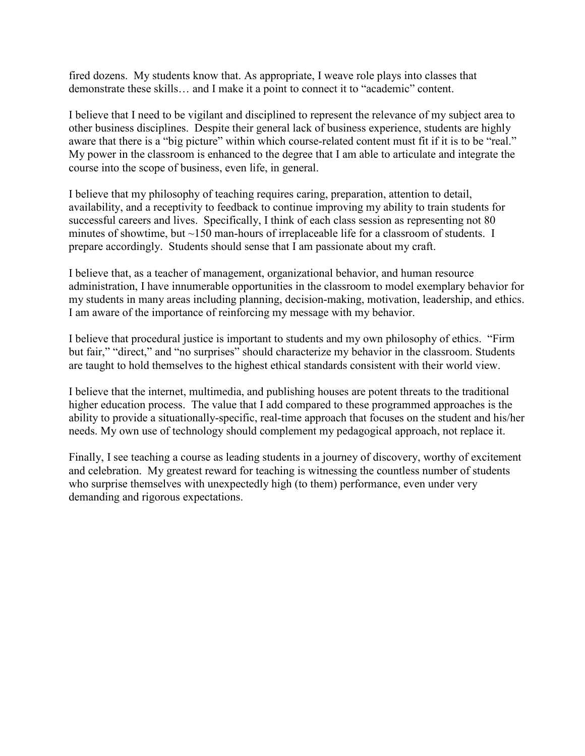fired dozens. My students know that. As appropriate, I weave role plays into classes that demonstrate these skills… and I make it a point to connect it to "academic" content.

I believe that I need to be vigilant and disciplined to represent the relevance of my subject area to other business disciplines. Despite their general lack of business experience, students are highly aware that there is a "big picture" within which course-related content must fit if it is to be "real." My power in the classroom is enhanced to the degree that I am able to articulate and integrate the course into the scope of business, even life, in general.

I believe that my philosophy of teaching requires caring, preparation, attention to detail, availability, and a receptivity to feedback to continue improving my ability to train students for successful careers and lives. Specifically, I think of each class session as representing not 80 minutes of showtime, but ~150 man-hours of irreplaceable life for a classroom of students. I prepare accordingly. Students should sense that I am passionate about my craft.

I believe that, as a teacher of management, organizational behavior, and human resource administration, I have innumerable opportunities in the classroom to model exemplary behavior for my students in many areas including planning, decision-making, motivation, leadership, and ethics. I am aware of the importance of reinforcing my message with my behavior.

I believe that procedural justice is important to students and my own philosophy of ethics. "Firm but fair," "direct," and "no surprises" should characterize my behavior in the classroom. Students are taught to hold themselves to the highest ethical standards consistent with their world view.

I believe that the internet, multimedia, and publishing houses are potent threats to the traditional higher education process. The value that I add compared to these programmed approaches is the ability to provide a situationally-specific, real-time approach that focuses on the student and his/her needs. My own use of technology should complement my pedagogical approach, not replace it.

Finally, I see teaching a course as leading students in a journey of discovery, worthy of excitement and celebration. My greatest reward for teaching is witnessing the countless number of students who surprise themselves with unexpectedly high (to them) performance, even under very demanding and rigorous expectations.